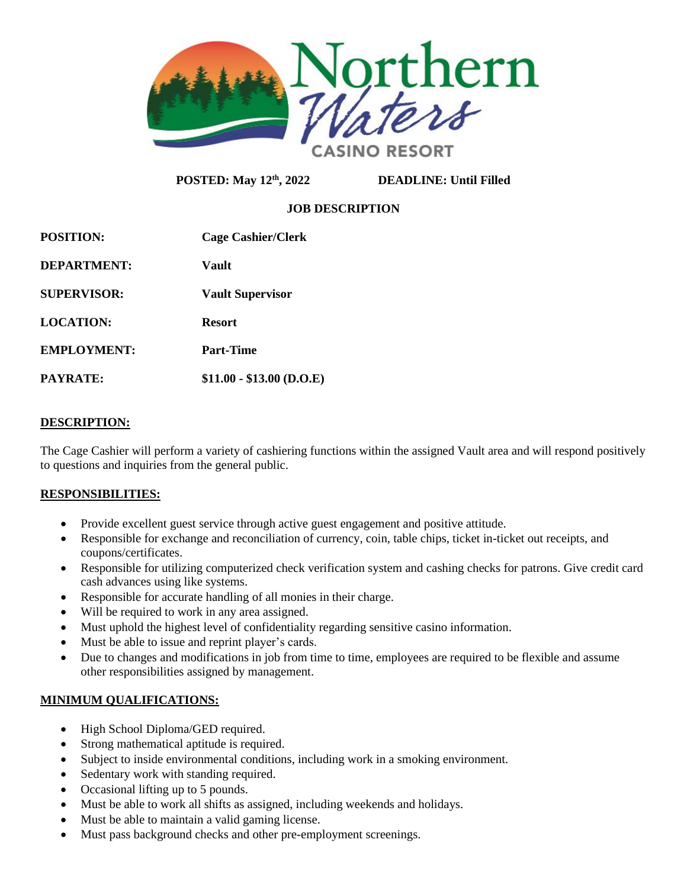# Northern Waters CASINO RESORT

**POSTED: May 12th, 2022** **DEADLINE: Until Filled**

**JOB DESCRIPTION**

| | |
|---|---|
| **POSITION:** | **Cage Cashier/Clerk** |
| **DEPARTMENT:** | **Vault** |
| **SUPERVISOR:** | **Vault Supervisor** |
| **LOCATION:** | **Resort** |
| **EMPLOYMENT:** | **Part-Time** |
| **PAYRATE:** | **$11.00 - $13.00 (D.O.E)** |

## DESCRIPTION:

The Cage Cashier will perform a variety of cashiering functions within the assigned Vault area and will respond positively to questions and inquiries from the general public.

## RESPONSIBILITIES:

- Provide excellent guest service through active guest engagement and positive attitude.
- Responsible for exchange and reconciliation of currency, coin, table chips, ticket in-ticket out receipts, and coupons/certificates.
- Responsible for utilizing computerized check verification system and cashing checks for patrons. Give credit card cash advances using like systems.
- Responsible for accurate handling of all monies in their charge.
- Will be required to work in any area assigned.
- Must uphold the highest level of confidentiality regarding sensitive casino information.
- Must be able to issue and reprint player's cards.
- Due to changes and modifications in job from time to time, employees are required to be flexible and assume other responsibilities assigned by management.

## MINIMUM QUALIFICATIONS:

- High School Diploma/GED required.
- Strong mathematical aptitude is required.
- Subject to inside environmental conditions, including work in a smoking environment.
- Sedentary work with standing required.
- Occasional lifting up to 5 pounds.
- Must be able to work all shifts as assigned, including weekends and holidays.
- Must be able to maintain a valid gaming license.
- Must pass background checks and other pre-employment screenings.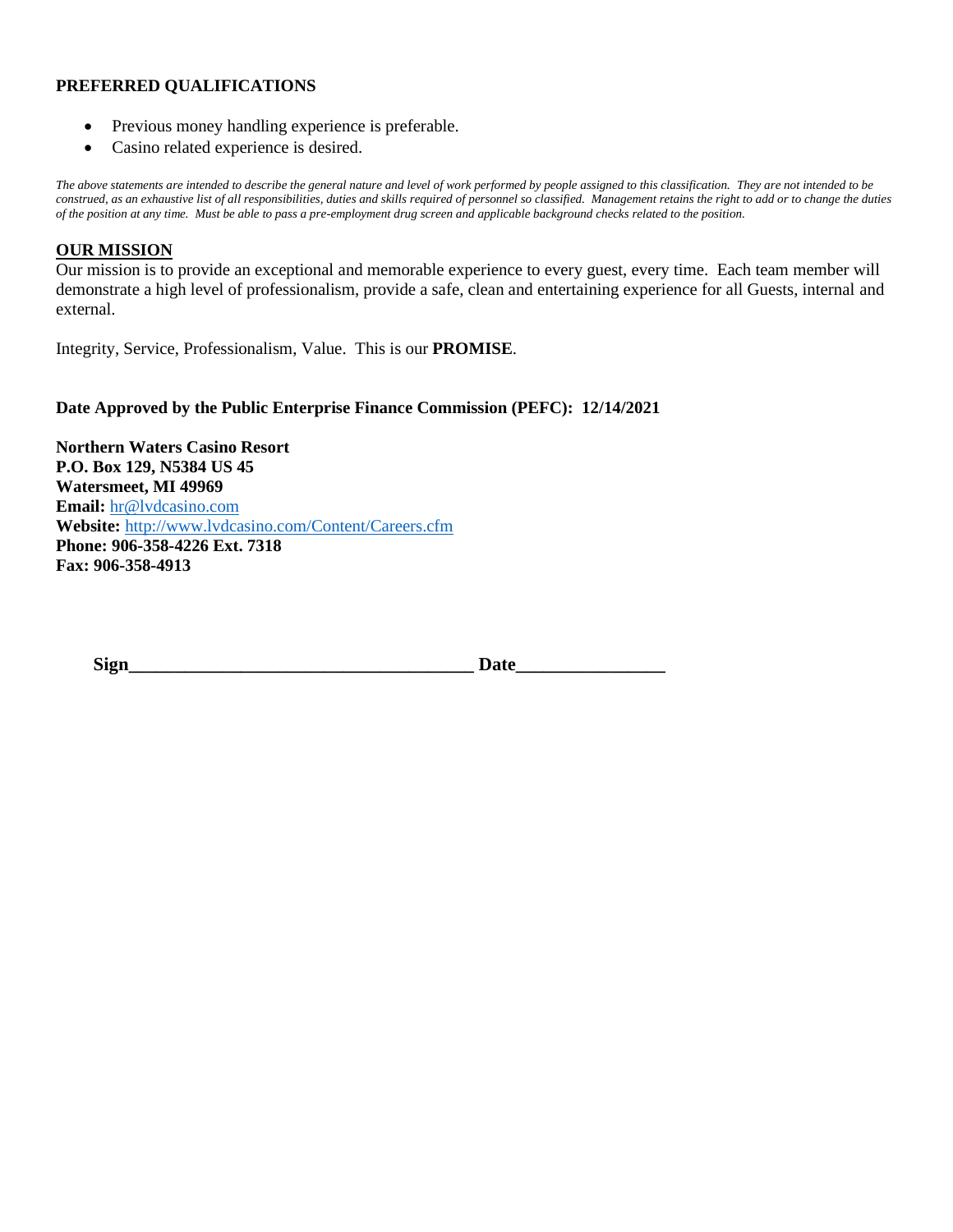**PREFERRED QUALIFICATIONS**

- Previous money handling experience is preferable.
- Casino related experience is desired.

*The above statements are intended to describe the general nature and level of work performed by people assigned to this classification. They are not intended to be construed, as an exhaustive list of all responsibilities, duties and skills required of personnel so classified. Management retains the right to add or to change the duties of the position at any time. Must be able to pass a pre-employment drug screen and applicable background checks related to the position.*

**OUR MISSION**

Our mission is to provide an exceptional and memorable experience to every guest, every time. Each team member will demonstrate a high level of professionalism, provide a safe, clean and entertaining experience for all Guests, internal and external.

Integrity, Service, Professionalism, Value. This is our **PROMISE**.

**Date Approved by the Public Enterprise Finance Commission (PEFC): 12/14/2021**

**Northern Waters Casino Resort**
**P.O. Box 129, N5384 US 45**
**Watersmeet, MI 49969**
**Email:** hr@lvdcasino.com
**Website:** http://www.lvdcasino.com/Content/Careers.cfm
**Phone: 906-358-4226 Ext. 7318**
**Fax: 906-358-4913**

**Sign**_____________________________________ **Date**________________